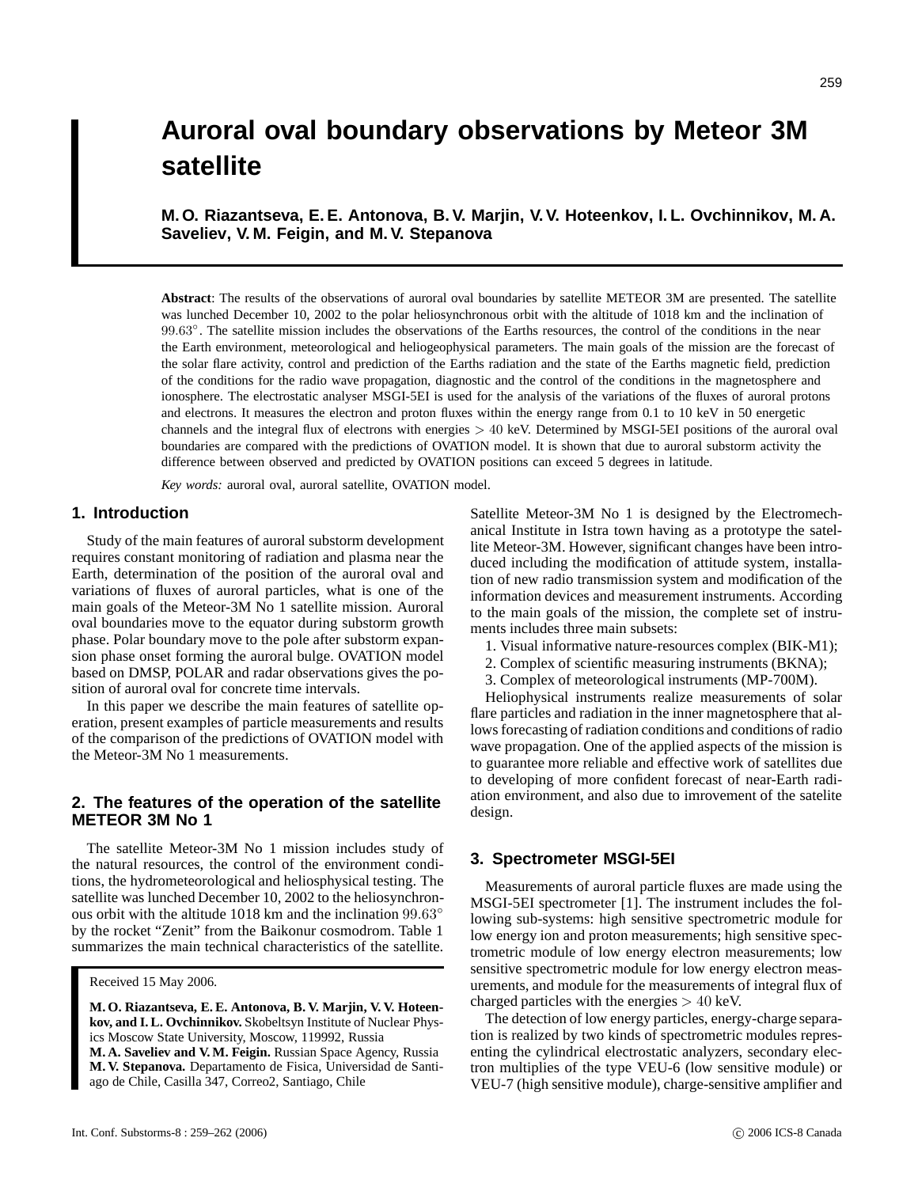// Auroral oval boundary observations by Meteor 3M satellite

# Auroral oval boundary observations by Meteor 3M satellite

**M. O. Riazantseva, E. E. Antonova, B. V. Marjin, V. V. Hoteenkov, I. L. Ovchinnikov, M. A. Saveliev, V. M. Feigin, and M. V. Stepanova**

**Abstract**: The results of the observations of auroral oval boundaries by satellite METEOR 3M are presented. The satellite was lunched December 10, 2002 to the polar heliosynchronous orbit with the altitude of 1018 km and the inclination of $99.63^{\circ}$. The satellite mission includes the observations of the Earths resources, the control of the conditions in the near the Earth environment, meteorological and heliogeophysical parameters. The main goals of the mission are the forecast of the solar flare activity, control and prediction of the Earths radiation and the state of the Earths magnetic field, prediction of the conditions for the radio wave propagation, diagnostic and the control of the conditions in the magnetosphere and ionosphere. The electrostatic analyser MSGI-5EI is used for the analysis of the variations of the fluxes of auroral protons and electrons. It measures the electron and proton fluxes within the energy range from 0.1 to 10 keV in 50 energetic channels and the integral flux of electrons with energies $> 40$ keV. Determined by MSGI-5EI positions of the auroral oval boundaries are compared with the predictions of OVATION model. It is shown that due to auroral substorm activity the difference between observed and predicted by OVATION positions can exceed 5 degrees in latitude.

*Key words:* auroral oval, auroral satellite, OVATION model.

## 1. Introduction

Study of the main features of auroral substorm development requires constant monitoring of radiation and plasma near the Earth, determination of the position of the auroral oval and variations of fluxes of auroral particles, what is one of the main goals of the Meteor-3M No 1 satellite mission. Auroral oval boundaries move to the equator during substorm growth phase. Polar boundary move to the pole after substorm expansion phase onset forming the auroral bulge. OVATION model based on DMSP, POLAR and radar observations gives the position of auroral oval for concrete time intervals.

In this paper we describe the main features of satellite operation, present examples of particle measurements and results of the comparison of the predictions of OVATION model with the Meteor-3M No 1 measurements.

## 2. The features of the operation of the satellite METEOR 3M No 1

The satellite Meteor-3M No 1 mission includes study of the natural resources, the control of the environment conditions, the hydrometeorological and heliosphysical testing. The satellite was lunched December 10, 2002 to the heliosynchronous orbit with the altitude 1018 km and the inclination $99.63^{\circ}$ by the rocket "Zenit" from the Baikonur cosmodrom. Table 1 summarizes the main technical characteristics of the satellite.

Received 15 May 2006.

**M. O. Riazantseva, E. E. Antonova, B. V. Marjin, V. V. Hoteenkov, and I. L. Ovchinnikov.** Skobeltsyn Institute of Nuclear Physics Moscow State University, Moscow, 119992, Russia
**M. A. Saveliev and V. M. Feigin.** Russian Space Agency, Russia
**M. V. Stepanova.** Departamento de Fisica, Universidad de Santiago de Chile, Casilla 347, Correo2, Santiago, Chile

Satellite Meteor-3M No 1 is designed by the Electromechanical Institute in Istra town having as a prototype the satellite Meteor-3M. However, significant changes have been introduced including the modification of attitude system, installation of new radio transmission system and modification of the information devices and measurement instruments. According to the main goals of the mission, the complete set of instruments includes three main subsets:

1. Visual informative nature-resources complex (BIK-M1);
2. Complex of scientific measuring instruments (BKNA);
3. Complex of meteorological instruments (MP-700M).

Heliophysical instruments realize measurements of solar flare particles and radiation in the inner magnetosphere that allows forecasting of radiation conditions and conditions of radio wave propagation. One of the applied aspects of the mission is to guarantee more reliable and effective work of satellites due to developing of more confident forecast of near-Earth radiation environment, and also due to imrovement of the satelite design.

## 3. Spectrometer MSGI-5EI

Measurements of auroral particle fluxes are made using the MSGI-5EI spectrometer [1]. The instrument includes the following sub-systems: high sensitive spectrometric module for low energy ion and proton measurements; high sensitive spectrometric module of low energy electron measurements; low sensitive spectrometric module for low energy electron measurements, and module for the measurements of integral flux of charged particles with the energies $> 40$ keV.

The detection of low energy particles, energy-charge separation is realized by two kinds of spectrometric modules representing the cylindrical electrostatic analyzers, secondary electron multiplies of the type VEU-6 (low sensitive module) or VEU-7 (high sensitive module), charge-sensitive amplifier and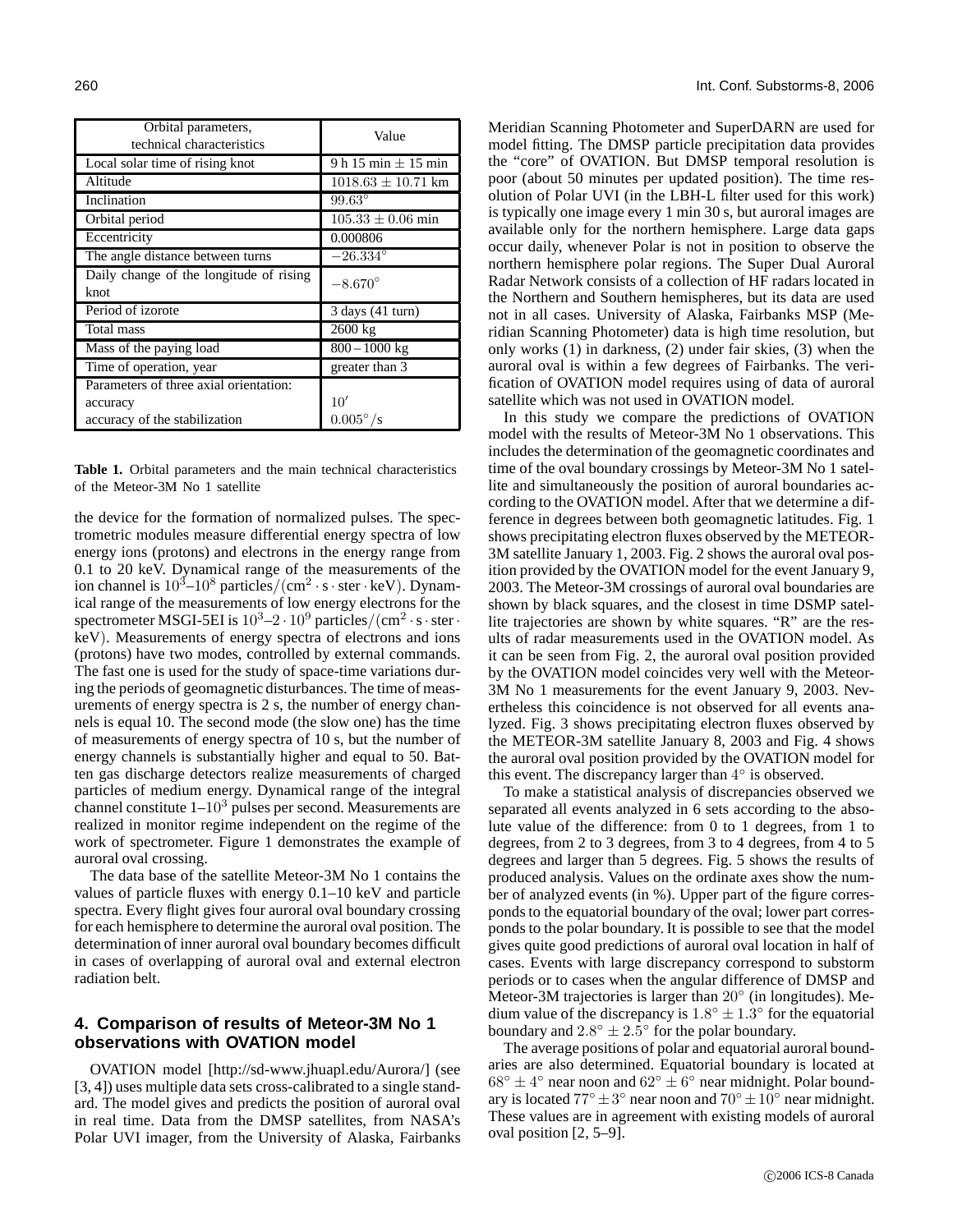| Orbital parameters, technical characteristics | Value |
|---|---|
| Local solar time of rising knot | 9 h 15 min ± 15 min |
| Altitude | $1018.63 \pm 10.71$ km |
| Inclination | $99.63^{\circ}$ |
| Orbital period | $105.33 \pm 0.06$ min |
| Eccentricity | 0.000806 |
| The angle distance between turns | $-26.334^{\circ}$ |
| Daily change of the longitude of rising knot | $-8.670^{\circ}$ |
| Period of izorote | 3 days (41 turn) |
| Total mass | 2600 kg |
| Mass of the paying load | 800 – 1000 kg |
| Time of operation, year | greater than 3 |
| Parameters of three axial orientation: accuracy accuracy of the stabilization | $10'$ $0.005^{\circ}/\mathrm{s}$ |

**Table 1.** Orbital parameters and the main technical characteristics of the Meteor-3M No 1 satellite

the device for the formation of normalized pulses. The spectrometric modules measure differential energy spectra of low energy ions (protons) and electrons in the energy range from 0.1 to 20 keV. Dynamical range of the measurements of the ion channel is $10^3$–$10^8$ particles$/(\mathrm{cm}^2 \cdot \mathrm{s} \cdot \mathrm{ster} \cdot \mathrm{keV})$. Dynamical range of the measurements of low energy electrons for the spectrometer MSGI-5EI is $10^3$–$2 \cdot 10^9$ particles$/(\mathrm{cm}^2 \cdot \mathrm{s} \cdot \mathrm{ster} \cdot \mathrm{keV})$. Measurements of energy spectra of electrons and ions (protons) have two modes, controlled by external commands. The fast one is used for the study of space-time variations during the periods of geomagnetic disturbances. The time of measurements of energy spectra is 2 s, the number of energy channels is equal 10. The second mode (the slow one) has the time of measurements of energy spectra of 10 s, but the number of energy channels is substantially higher and equal to 50. Batten gas discharge detectors realize measurements of charged particles of medium energy. Dynamical range of the integral channel constitute 1–$10^3$ pulses per second. Measurements are realized in monitor regime independent on the regime of the work of spectrometer. Figure 1 demonstrates the example of auroral oval crossing.

The data base of the satellite Meteor-3M No 1 contains the values of particle fluxes with energy 0.1–10 keV and particle spectra. Every flight gives four auroral oval boundary crossing for each hemisphere to determine the auroral oval position. The determination of inner auroral oval boundary becomes difficult in cases of overlapping of auroral oval and external electron radiation belt.

## 4. Comparison of results of Meteor-3M No 1 observations with OVATION model

OVATION model [http://sd-www.jhuapl.edu/Aurora/] (see [3, 4]) uses multiple data sets cross-calibrated to a single standard. The model gives and predicts the position of auroral oval in real time. Data from the DMSP satellites, from NASA's Polar UVI imager, from the University of Alaska, Fairbanks Meridian Scanning Photometer and SuperDARN are used for model fitting. The DMSP particle precipitation data provides the "core" of OVATION. But DMSP temporal resolution is poor (about 50 minutes per updated position). The time resolution of Polar UVI (in the LBH-L filter used for this work) is typically one image every 1 min 30 s, but auroral images are available only for the northern hemisphere. Large data gaps occur daily, whenever Polar is not in position to observe the northern hemisphere polar regions. The Super Dual Auroral Radar Network consists of a collection of HF radars located in the Northern and Southern hemispheres, but its data are used not in all cases. University of Alaska, Fairbanks MSP (Meridian Scanning Photometer) data is high time resolution, but only works (1) in darkness, (2) under fair skies, (3) when the auroral oval is within a few degrees of Fairbanks. The verification of OVATION model requires using of data of auroral satellite which was not used in OVATION model.

In this study we compare the predictions of OVATION model with the results of Meteor-3M No 1 observations. This includes the determination of the geomagnetic coordinates and time of the oval boundary crossings by Meteor-3M No 1 satellite and simultaneously the position of auroral boundaries according to the OVATION model. After that we determine a difference in degrees between both geomagnetic latitudes. Fig. 1 shows precipitating electron fluxes observed by the METEOR-3M satellite January 1, 2003. Fig. 2 shows the auroral oval position provided by the OVATION model for the event January 9, 2003. The Meteor-3M crossings of auroral oval boundaries are shown by black squares, and the closest in time DSMP satellite trajectories are shown by white squares. "R" are the results of radar measurements used in the OVATION model. As it can be seen from Fig. 2, the auroral oval position provided by the OVATION model coincides very well with the Meteor-3M No 1 measurements for the event January 9, 2003. Nevertheless this coincidence is not observed for all events analyzed. Fig. 3 shows precipitating electron fluxes observed by the METEOR-3M satellite January 8, 2003 and Fig. 4 shows the auroral oval position provided by the OVATION model for this event. The discrepancy larger than $4^{\circ}$ is observed.

To make a statistical analysis of discrepancies observed we separated all events analyzed in 6 sets according to the absolute value of the difference: from 0 to 1 degrees, from 1 to degrees, from 2 to 3 degrees, from 3 to 4 degrees, from 4 to 5 degrees and larger than 5 degrees. Fig. 5 shows the results of produced analysis. Values on the ordinate axes show the number of analyzed events (in %). Upper part of the figure corresponds to the equatorial boundary of the oval; lower part corresponds to the polar boundary. It is possible to see that the model gives quite good predictions of auroral oval location in half of cases. Events with large discrepancy correspond to substorm periods or to cases when the angular difference of DMSP and Meteor-3M trajectories is larger than $20^{\circ}$ (in longitudes). Medium value of the discrepancy is $1.8^{\circ} \pm 1.3^{\circ}$ for the equatorial boundary and $2.8^{\circ} \pm 2.5^{\circ}$ for the polar boundary.

The average positions of polar and equatorial auroral boundaries are also determined. Equatorial boundary is located at $68^{\circ} \pm 4^{\circ}$ near noon and $62^{\circ} \pm 6^{\circ}$ near midnight. Polar boundary is located $77^{\circ} \pm 3^{\circ}$ near noon and $70^{\circ} \pm 10^{\circ}$ near midnight. These values are in agreement with existing models of auroral oval position [2, 5–9].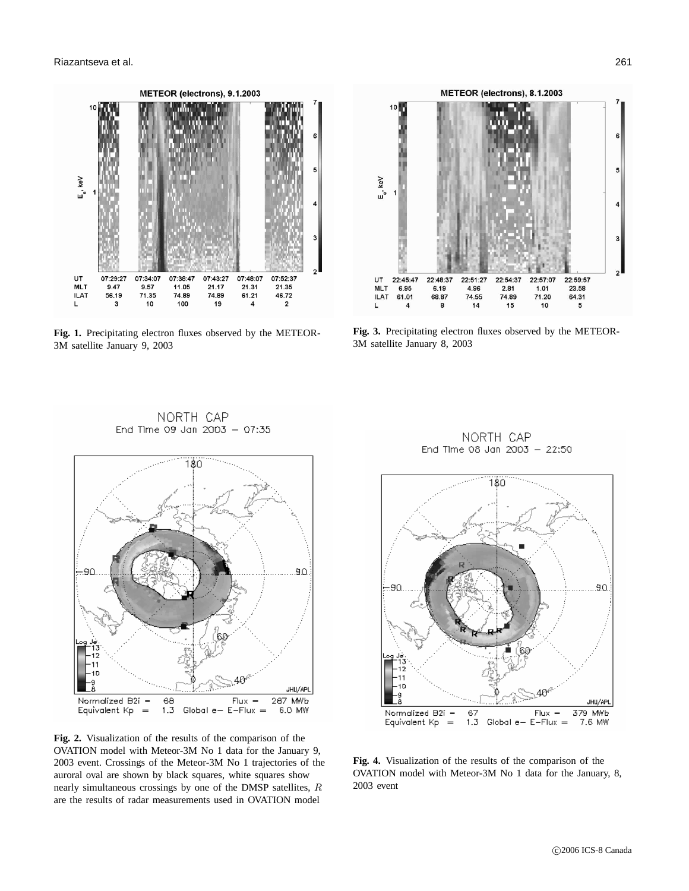**Fig. 1.** Precipitating electron fluxes observed by the METEOR-3M satellite January 9, 2003

**Fig. 3.** Precipitating electron fluxes observed by the METEOR-3M satellite January 8, 2003

**Fig. 2.** Visualization of the results of the comparison of the OVATION model with Meteor-3M No 1 data for the January 9, 2003 event. Crossings of the Meteor-3M No 1 trajectories of the auroral oval are shown by black squares, white squares show nearly simultaneous crossings by one of the DMSP satellites, $R$ are the results of radar measurements used in OVATION model

**Fig. 4.** Visualization of the results of the comparison of the OVATION model with Meteor-3M No 1 data for the January, 8, 2003 event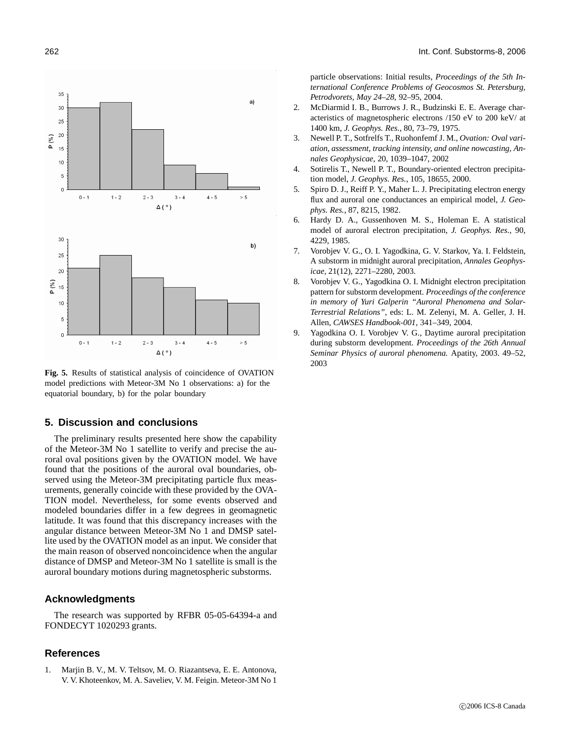35

30

25

20

P (%)

15

10

5

0

0 - 1

1 - 2

2 - 3

3 - 4

4 - 5

> 5

Δ ( ° )

a)

30

25

20

P (%)

15

10

5

0

0 - 1

1 - 2

2 - 3

3 - 4

4 - 5

> 5

Δ ( ° )

b)

**Fig. 5.** Results of statistical analysis of coincidence of OVATION model predictions with Meteor-3M No 1 observations: a) for the equatorial boundary, b) for the polar boundary

## 5. Discussion and conclusions

The preliminary results presented here show the capability of the Meteor-3M No 1 satellite to verify and precise the auroral oval positions given by the OVATION model. We have found that the positions of the auroral oval boundaries, observed using the Meteor-3M precipitating particle flux measurements, generally coincide with these provided by the OVATION model. Nevertheless, for some events observed and modeled boundaries differ in a few degrees in geomagnetic latitude. It was found that this discrepancy increases with the angular distance between Meteor-3M No 1 and DMSP satellite used by the OVATION model as an input. We consider that the main reason of observed noncoincidence when the angular distance of DMSP and Meteor-3M No 1 satellite is small is the auroral boundary motions during magnetospheric substorms.

## Acknowledgments

The research was supported by RFBR 05-05-64394-a and FONDECYT 1020293 grants.

## References

1. Marjin B. V., M. V. Teltsov, M. O. Riazantseva, E. E. Antonova, V. V. Khoteenkov, M. A. Saveliev, V. M. Feigin. Meteor-3M No 1 particle observations: Initial results, *Proceedings of the 5th International Conference Problems of Geocosmos St. Petersburg, Petrodvorets, May 24–28*, 92–95, 2004.
2. McDiarmid I. B., Burrows J. R., Budzinski E. E. Average characteristics of magnetospheric electrons /150 eV to 200 keV/ at 1400 km, *J. Geophys. Res.*, 80, 73–79, 1975.
3. Newell P. T., Sotfrelfs T., Ruohonfemf J. M., *Ovation: Oval variation, assessment, tracking intensity, and online nowcasting, Annales Geophysicae*, 20, 1039–1047, 2002
4. Sotirelis T., Newell P. T., Boundary-oriented electron precipitation model, *J. Geophys. Res.*, 105, 18655, 2000.
5. Spiro D. J., Reiff P. Y., Maher L. J. Precipitating electron energy flux and auroral one conductances an empirical model, *J. Geophys. Res.*, 87, 8215, 1982.
6. Hardy D. A., Gussenhoven M. S., Holeman E. A statistical model of auroral electron precipitation, *J. Geophys. Res.*, 90, 4229, 1985.
7. Vorobjev V. G., O. I. Yagodkina, G. V. Starkov, Ya. I. Feldstein, A substorm in midnight auroral precipitation, *Annales Geophysicae*, 21(12), 2271–2280, 2003.
8. Vorobjev V. G., Yagodkina O. I. Midnight electron precipitation pattern for substorm development. *Proceedings of the conference in memory of Yuri Galperin "Auroral Phenomena and Solar-Terrestrial Relations"*, eds: L. M. Zelenyi, M. A. Geller, J. H. Allen, *CAWSES Handbook-001*, 341–349, 2004.
9. Yagodkina O. I. Vorobjev V. G., Daytime auroral precipitation during substorm development. *Proceedings of the 26th Annual Seminar Physics of auroral phenomena.* Apatity, 2003. 49–52, 2003